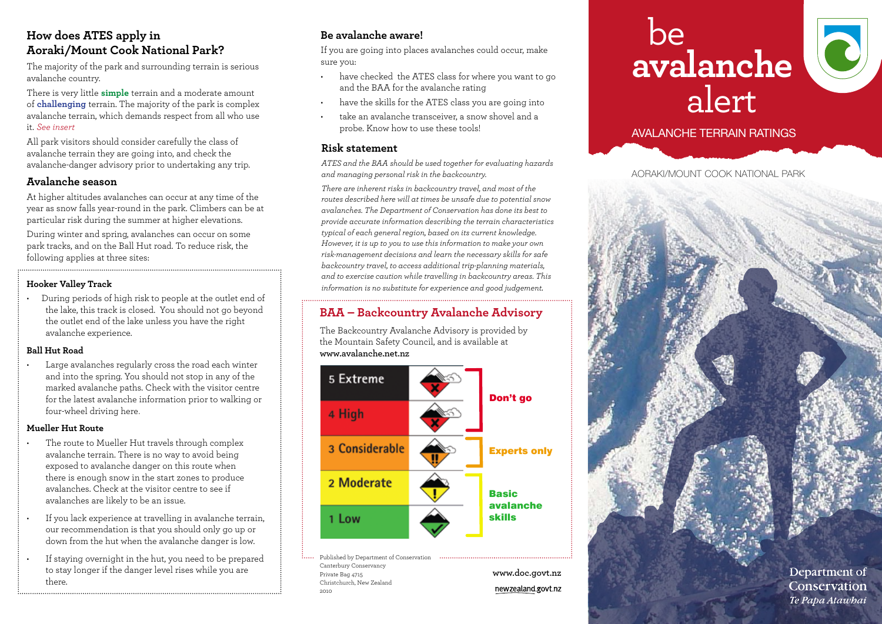## How does ATES apply in Aoraki/Mount Cook National Park?

The majority of the park and surrounding terrain is serious avalanche country.

There is very little **simple** terrain and a moderate amount of **challenging** terrain. The majority of the park is complex avalanche terrain, which demands respect from all who use it. *See insert*

All park visitors should consider carefully the class of avalanche terrain they are going into, and check the avalanche-danger advisory prior to undertaking any trip.

### Avalanche season

At higher altitudes avalanches can occur at any time of the year as snow falls year-round in the park. Climbers can be at particular risk during the summer at higher elevations.

During winter and spring, avalanches can occur on some park tracks, and on the Ball Hut road. To reduce risk, the following applies at three sites:

**Hooker Valley Track**

- During periods of high risk to people at the outlet end of the lake, this track is closed. You should not go beyond the outlet end of the lake unless you have the right avalanche experience.

**Ball Hut Road**

- Large avalanches regularly cross the road each winter and into the spring. You should not stop in any of the marked avalanche paths. Check with the visitor centre for the latest avalanche information prior to walking or four-wheel driving here.

**Mueller Hut Route**

- The route to Mueller Hut travels through complex avalanche terrain. There is no way to avoid being exposed to avalanche danger on this route when there is enough snow in the start zones to produce avalanches. Check at the visitor centre to see if avalanches are likely to be an issue.
- If you lack experience at travelling in avalanche terrain, our recommendation is that you should only go up or down from the hut when the avalanche danger is low.
- If staying overnight in the hut, you need to be prepared to stay longer if the danger level rises while you are there.

### Be avalanche aware!

If you are going into places avalanches could occur, make sure you:

- have checked the ATES class for where you want to go and the BAA for the avalanche rating
- have the skills for the ATES class you are going into
- take an avalanche transceiver, a snow shovel and a probe. Know how to use these tools!

### Risk statement

*ATES and the BAA should be used together for evaluating hazards and managing personal risk in the backcountry.*

*There are inherent risks in backcountry travel, and most of the routes described here will at times be unsafe due to potential snow avalanches. The Department of Conservation has done its best to provide accurate information describing the terrain characteristics typical of each general region, based on its current knowledge. However, it is up to you to use this information to make your own risk-management decisions and learn the necessary skills for safe backcountry travel, to access additional trip-planning materials, and to exercise caution while travelling in backcountry areas. This information is no substitute for experience and good judgement.*

### BAA – Backcountry Avalanche Advisory

The Backcountry Avalanche Advisory is provided by the Mountain Safety Council, and is available at **www.avalanche.net.nz**

| Danger level | Advice |
|---|---|
| 5 Extreme | Don't go |
| 4 High | Don't go |
| 3 Considerable | Experts only |
| 2 Moderate | Basic avalanche skills |
| 1 Low | Basic avalanche skills |

Published by Department of Conservation
Canterbury Conservancy
Private Bag 4715
Christchurch, New Zealand
2010

www.doc.govt.nz

newzealand.govt.nz

# be **avalanche** alert

AVALANCHE TERRAIN RATINGS

AORAKI/MOUNT COOK NATIONAL PARK

Department of Conservation
*Te Papa Atawhai*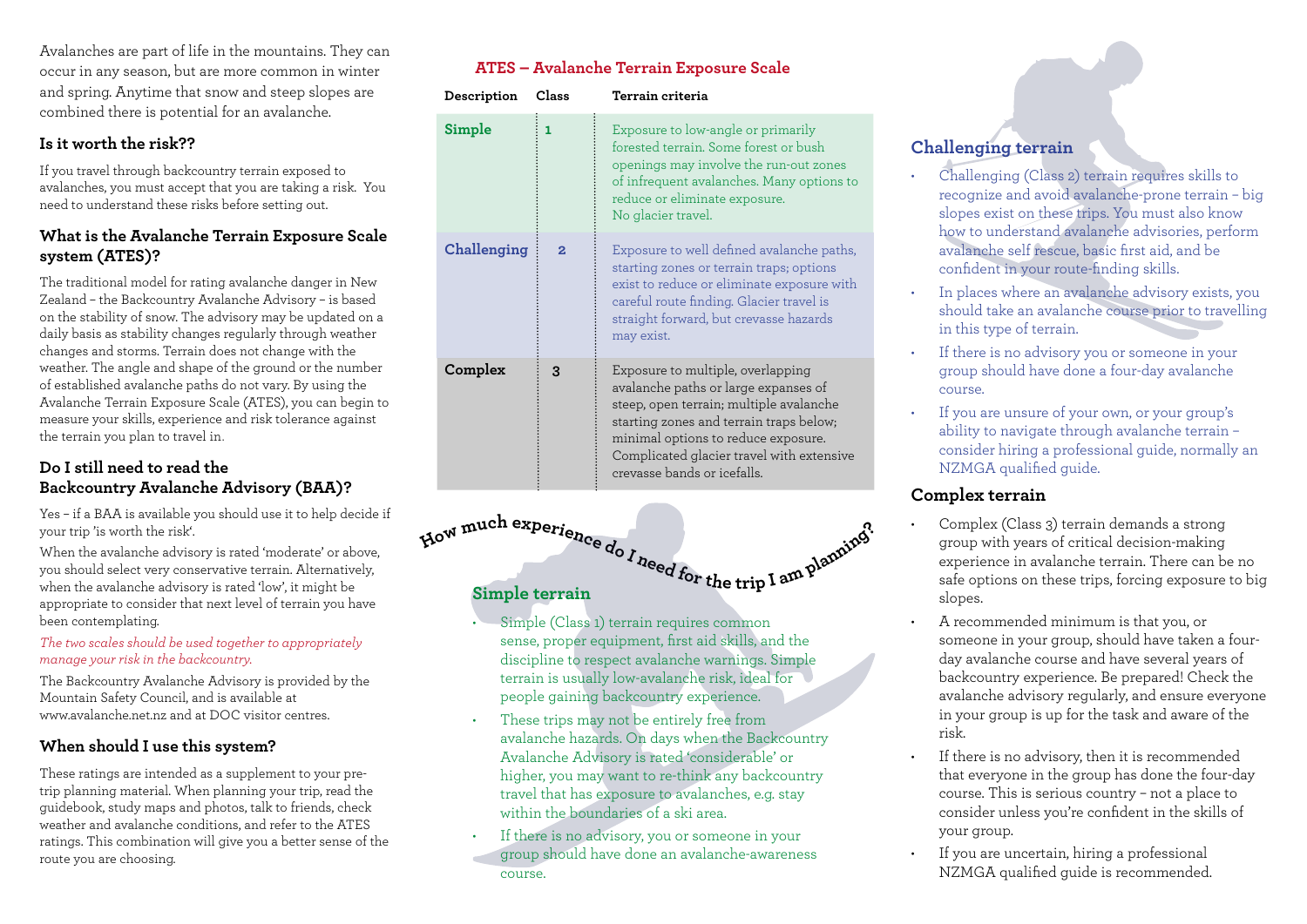Avalanches are part of life in the mountains. They can occur in any season, but are more common in winter and spring. Anytime that snow and steep slopes are combined there is potential for an avalanche.

### Is it worth the risk??

If you travel through backcountry terrain exposed to avalanches, you must accept that you are taking a risk. You need to understand these risks before setting out.

### What is the Avalanche Terrain Exposure Scale system (ATES)?

The traditional model for rating avalanche danger in New Zealand – the Backcountry Avalanche Advisory – is based on the stability of snow. The advisory may be updated on a daily basis as stability changes regularly through weather changes and storms. Terrain does not change with the weather. The angle and shape of the ground or the number of established avalanche paths do not vary. By using the Avalanche Terrain Exposure Scale (ATES), you can begin to measure your skills, experience and risk tolerance against the terrain you plan to travel in.

### Do I still need to read the Backcountry Avalanche Advisory (BAA)?

Yes – if a BAA is available you should use it to help decide if your trip 'is worth the risk'.

When the avalanche advisory is rated 'moderate' or above, you should select very conservative terrain. Alternatively, when the avalanche advisory is rated 'low', it might be appropriate to consider that next level of terrain you have been contemplating.

*The two scales should be used together to appropriately manage your risk in the backcountry.*

The Backcountry Avalanche Advisory is provided by the Mountain Safety Council, and is available at www.avalanche.net.nz and at DOC visitor centres.

### When should I use this system?

These ratings are intended as a supplement to your pre-trip planning material. When planning your trip, read the guidebook, study maps and photos, talk to friends, check weather and avalanche conditions, and refer to the ATES ratings. This combination will give you a better sense of the route you are choosing.

## ATES – Avalanche Terrain Exposure Scale

| Description | Class | Terrain criteria |
|---|---|---|
| **Simple** | 1 | Exposure to low-angle or primarily forested terrain. Some forest or bush openings may involve the run-out zones of infrequent avalanches. Many options to reduce or eliminate exposure. No glacier travel. |
| **Challenging** | 2 | Exposure to well defined avalanche paths, starting zones or terrain traps; options exist to reduce or eliminate exposure with careful route finding. Glacier travel is straight forward, but crevasse hazards may exist. |
| **Complex** | 3 | Exposure to multiple, overlapping avalanche paths or large expanses of steep, open terrain; multiple avalanche starting zones and terrain traps below; minimal options to reduce exposure. Complicated glacier travel with extensive crevasse bands or icefalls. |

## How much experience do I need for the trip I am planning?

### Simple terrain

- Simple (Class 1) terrain requires common sense, proper equipment, first aid skills, and the discipline to respect avalanche warnings. Simple terrain is usually low-avalanche risk, ideal for people gaining backcountry experience.
- These trips may not be entirely free from avalanche hazards. On days when the Backcountry Avalanche Advisory is rated 'considerable' or higher, you may want to re-think any backcountry travel that has exposure to avalanches, e.g. stay within the boundaries of a ski area.
- If there is no advisory, you or someone in your group should have done an avalanche-awareness course.

### Challenging terrain

- Challenging (Class 2) terrain requires skills to recognize and avoid avalanche-prone terrain – big slopes exist on these trips. You must also know how to understand avalanche advisories, perform avalanche self rescue, basic first aid, and be confident in your route-finding skills.
- In places where an avalanche advisory exists, you should take an avalanche course prior to travelling in this type of terrain.
- If there is no advisory you or someone in your group should have done a four-day avalanche course.
- If you are unsure of your own, or your group's ability to navigate through avalanche terrain – consider hiring a professional guide, normally an NZMGA qualified guide.

### Complex terrain

- Complex (Class 3) terrain demands a strong group with years of critical decision-making experience in avalanche terrain. There can be no safe options on these trips, forcing exposure to big slopes.
- A recommended minimum is that you, or someone in your group, should have taken a four-day avalanche course and have several years of backcountry experience. Be prepared! Check the avalanche advisory regularly, and ensure everyone in your group is up for the task and aware of the risk.
- If there is no advisory, then it is recommended that everyone in the group has done the four-day course. This is serious country – not a place to consider unless you're confident in the skills of your group.
- If you are uncertain, hiring a professional NZMGA qualified guide is recommended.